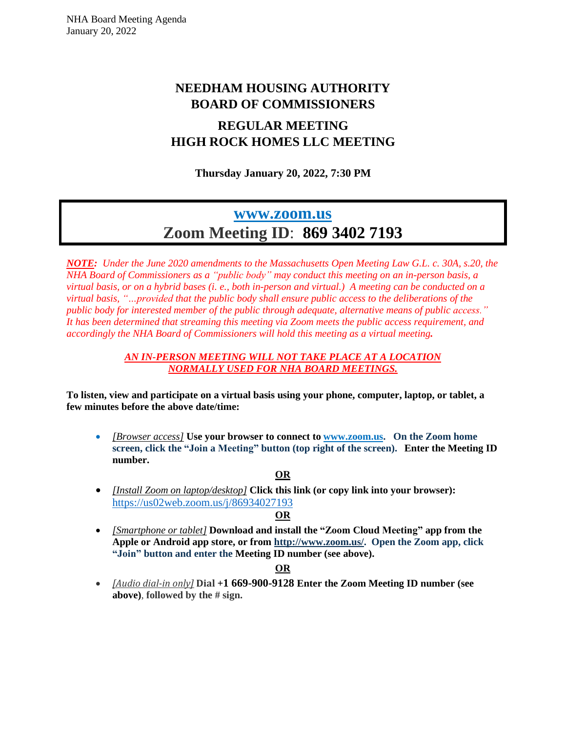# NEEDHAM HOUSING AUTHORITY
# BOARD OF COMMISSIONERS

## REGULAR MEETING
## HIGH ROCK HOMES LLC MEETING

**Thursday January 20, 2022, 7:30 PM**

## www.zoom.us
## Zoom Meeting ID: 869 3402 7193

***NOTE:*** *Under the June 2020 amendments to the Massachusetts Open Meeting Law G.L. c. 30A, s.20, the NHA Board of Commissioners as a "public body" may conduct this meeting on an in-person basis, a virtual basis, or on a hybrid bases (i. e., both in-person and virtual.) A meeting can be conducted on a virtual basis, "...provided that the public body shall ensure public access to the deliberations of the public body for interested member of the public through adequate, alternative means of public access." It has been determined that streaming this meeting via Zoom meets the public access requirement, and accordingly the NHA Board of Commissioners will hold this meeting as a virtual meeting.*

***AN IN-PERSON MEETING WILL NOT TAKE PLACE AT A LOCATION NORMALLY USED FOR NHA BOARD MEETINGS.***

**To listen, view and participate on a virtual basis using your phone, computer, laptop, or tablet, a few minutes before the above date/time:**

- *[Browser access]* **Use your browser to connect to www.zoom.us. On the Zoom home screen, click the "Join a Meeting" button (top right of the screen). Enter the Meeting ID number.**

**OR**

- *[Install Zoom on laptop/desktop]* **Click this link (or copy link into your browser):** https://us02web.zoom.us/j/86934027193

**OR**

- *[Smartphone or tablet]* **Download and install the "Zoom Cloud Meeting" app from the Apple or Android app store, or from http://www.zoom.us/. Open the Zoom app, click "Join" button and enter the Meeting ID number (see above).**

**OR**

- *[Audio dial-in only]* **Dial +1 669-900-9128 Enter the Zoom Meeting ID number (see above), followed by the # sign.**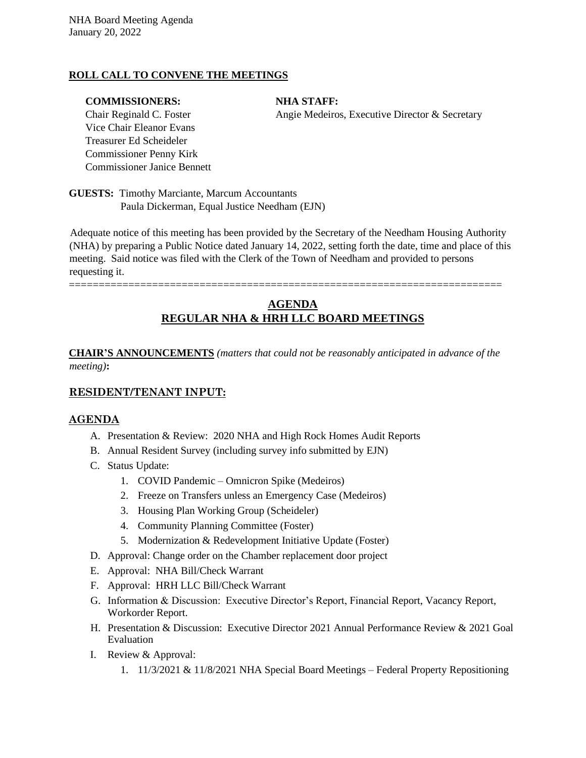NHA Board Meeting Agenda
January 20, 2022

**ROLL CALL TO CONVENE THE MEETINGS**

**COMMISSIONERS:**
Chair Reginald C. Foster
Vice Chair Eleanor Evans
Treasurer Ed Scheideler
Commissioner Penny Kirk
Commissioner Janice Bennett

**NHA STAFF:**
Angie Medeiros, Executive Director & Secretary

**GUESTS:** Timothy Marciante, Marcum Accountants
Paula Dickerman, Equal Justice Needham (EJN)

Adequate notice of this meeting has been provided by the Secretary of the Needham Housing Authority (NHA) by preparing a Public Notice dated January 14, 2022, setting forth the date, time and place of this meeting. Said notice was filed with the Clerk of the Town of Needham and provided to persons requesting it.

=======================================================================

## AGENDA
## REGULAR NHA & HRH LLC BOARD MEETINGS

**CHAIR'S ANNOUNCEMENTS** *(matters that could not be reasonably anticipated in advance of the meeting)***:**

### RESIDENT/TENANT INPUT:

### AGENDA

A. Presentation & Review: 2020 NHA and High Rock Homes Audit Reports
B. Annual Resident Survey (including survey info submitted by EJN)
C. Status Update:
   1. COVID Pandemic – Omnicron Spike (Medeiros)
   2. Freeze on Transfers unless an Emergency Case (Medeiros)
   3. Housing Plan Working Group (Scheideler)
   4. Community Planning Committee (Foster)
   5. Modernization & Redevelopment Initiative Update (Foster)
D. Approval: Change order on the Chamber replacement door project
E. Approval: NHA Bill/Check Warrant
F. Approval: HRH LLC Bill/Check Warrant
G. Information & Discussion: Executive Director's Report, Financial Report, Vacancy Report, Workorder Report.
H. Presentation & Discussion: Executive Director 2021 Annual Performance Review & 2021 Goal Evaluation
I. Review & Approval:
   1. 11/3/2021 & 11/8/2021 NHA Special Board Meetings – Federal Property Repositioning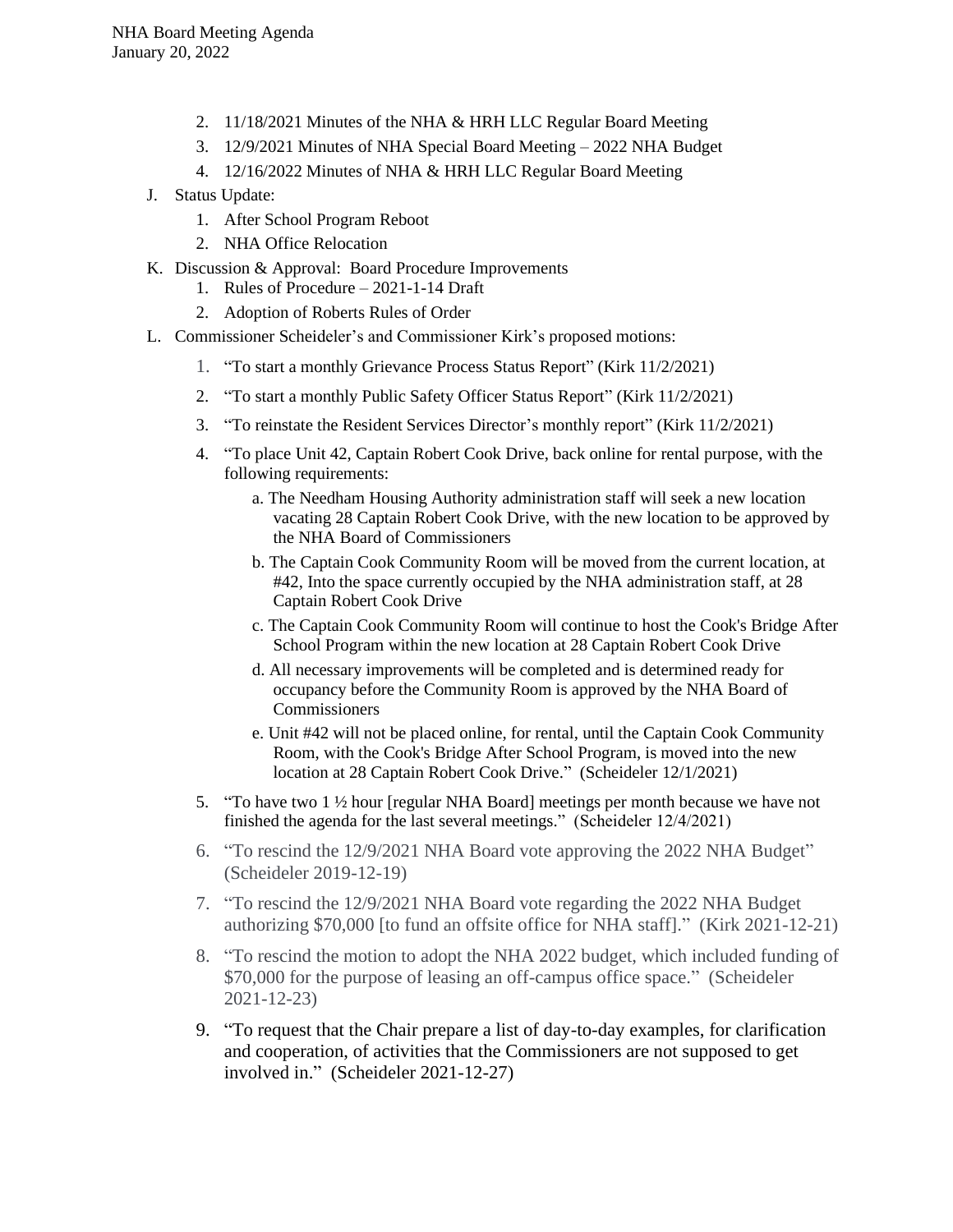2. 11/18/2021 Minutes of the NHA & HRH LLC Regular Board Meeting
3. 12/9/2021 Minutes of NHA Special Board Meeting – 2022 NHA Budget
4. 12/16/2022 Minutes of NHA & HRH LLC Regular Board Meeting

J. Status Update:
    1. After School Program Reboot
    2. NHA Office Relocation

K. Discussion & Approval: Board Procedure Improvements
    1. Rules of Procedure – 2021-1-14 Draft
    2. Adoption of Roberts Rules of Order

L. Commissioner Scheideler's and Commissioner Kirk's proposed motions:
    1. "To start a monthly Grievance Process Status Report" (Kirk 11/2/2021)
    2. "To start a monthly Public Safety Officer Status Report" (Kirk 11/2/2021)
    3. "To reinstate the Resident Services Director's monthly report" (Kirk 11/2/2021)
    4. "To place Unit 42, Captain Robert Cook Drive, back online for rental purpose, with the following requirements:
        a. The Needham Housing Authority administration staff will seek a new location vacating 28 Captain Robert Cook Drive, with the new location to be approved by the NHA Board of Commissioners
        b. The Captain Cook Community Room will be moved from the current location, at #42, Into the space currently occupied by the NHA administration staff, at 28 Captain Robert Cook Drive
        c. The Captain Cook Community Room will continue to host the Cook's Bridge After School Program within the new location at 28 Captain Robert Cook Drive
        d. All necessary improvements will be completed and is determined ready for occupancy before the Community Room is approved by the NHA Board of Commissioners
        e. Unit #42 will not be placed online, for rental, until the Captain Cook Community Room, with the Cook's Bridge After School Program, is moved into the new location at 28 Captain Robert Cook Drive." (Scheideler 12/1/2021)
    5. "To have two 1 ½ hour [regular NHA Board] meetings per month because we have not finished the agenda for the last several meetings." (Scheideler 12/4/2021)
    6. "To rescind the 12/9/2021 NHA Board vote approving the 2022 NHA Budget" (Scheideler 2019-12-19)
    7. "To rescind the 12/9/2021 NHA Board vote regarding the 2022 NHA Budget authorizing $70,000 [to fund an offsite office for NHA staff]." (Kirk 2021-12-21)
    8. "To rescind the motion to adopt the NHA 2022 budget, which included funding of $70,000 for the purpose of leasing an off-campus office space." (Scheideler 2021-12-23)
    9. "To request that the Chair prepare a list of day-to-day examples, for clarification and cooperation, of activities that the Commissioners are not supposed to get involved in." (Scheideler 2021-12-27)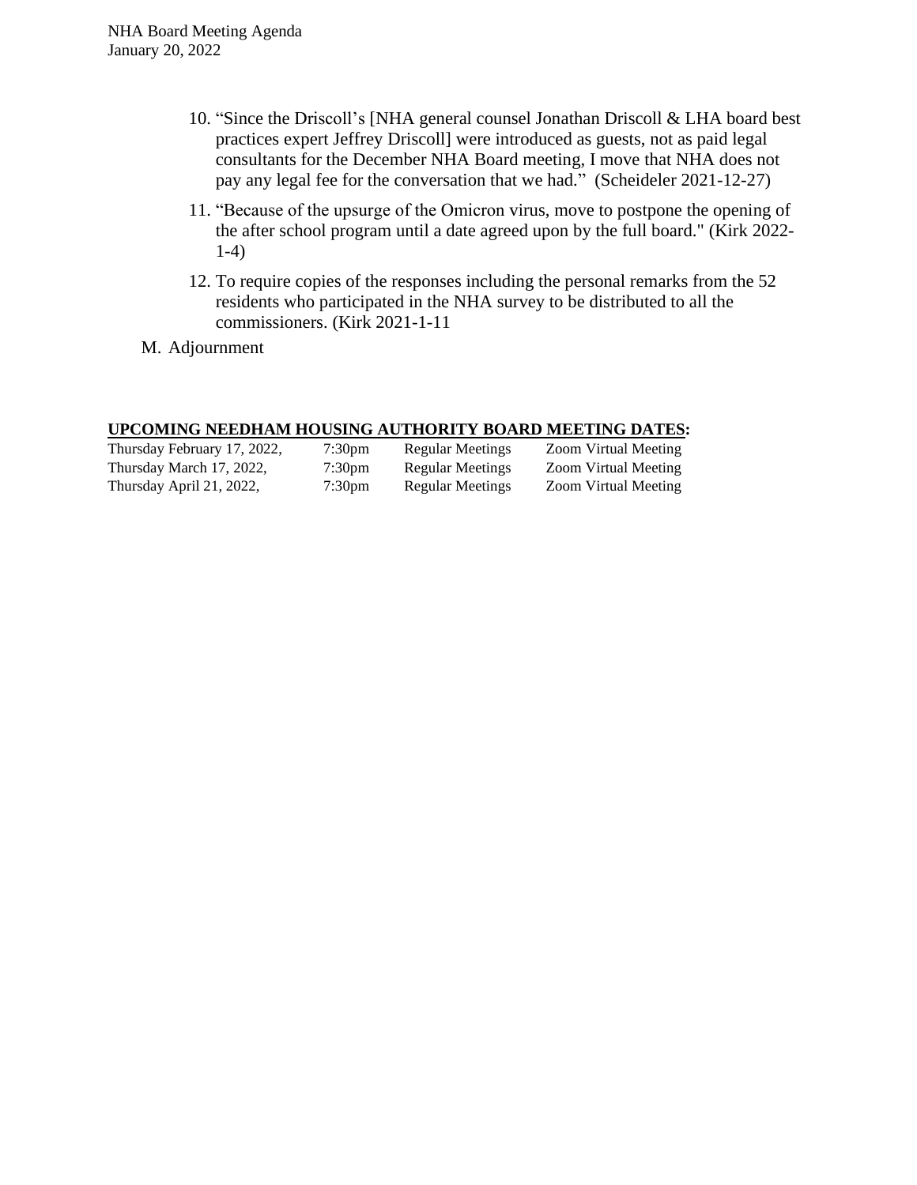10. "Since the Driscoll's [NHA general counsel Jonathan Driscoll & LHA board best practices expert Jeffrey Driscoll] were introduced as guests, not as paid legal consultants for the December NHA Board meeting, I move that NHA does not pay any legal fee for the conversation that we had." (Scheideler 2021-12-27)

11. "Because of the upsurge of the Omicron virus, move to postpone the opening of the after school program until a date agreed upon by the full board." (Kirk 2022-1-4)

12. To require copies of the responses including the personal remarks from the 52 residents who participated in the NHA survey to be distributed to all the commissioners. (Kirk 2021-1-11

M. Adjournment

**UPCOMING NEEDHAM HOUSING AUTHORITY BOARD MEETING DATES:**

| | | | |
|---|---|---|---|
| Thursday February 17, 2022, | 7:30pm | Regular Meetings | Zoom Virtual Meeting |
| Thursday March 17, 2022, | 7:30pm | Regular Meetings | Zoom Virtual Meeting |
| Thursday April 21, 2022, | 7:30pm | Regular Meetings | Zoom Virtual Meeting |